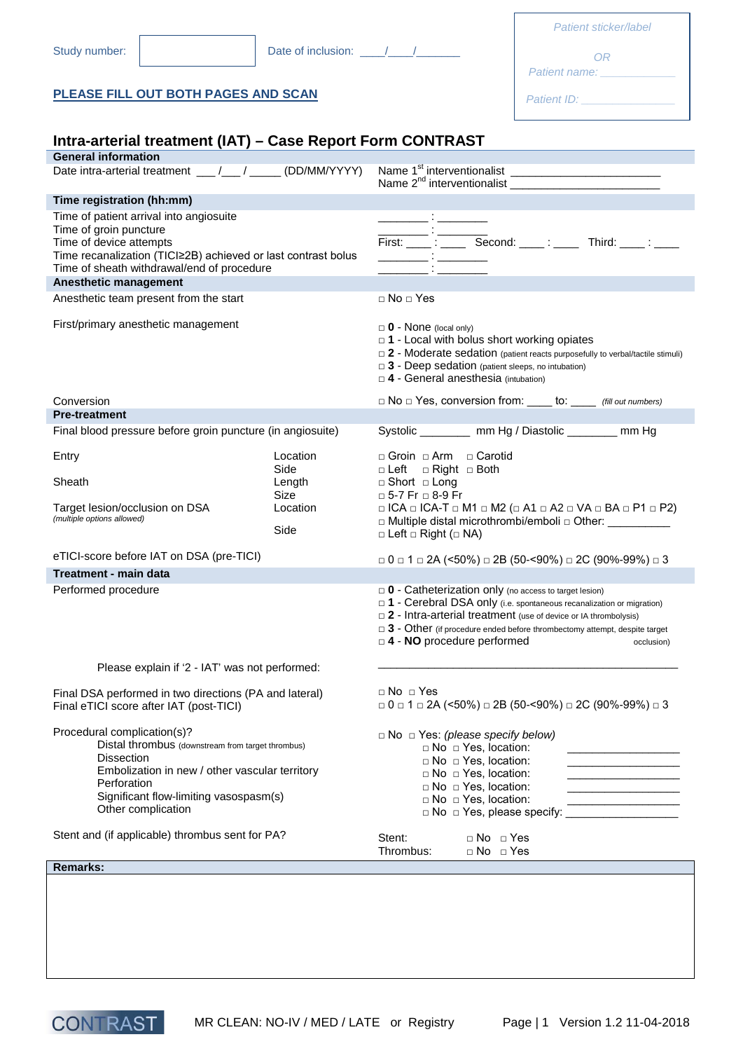Study number: [ ] Date of inclusion: \_\_\_\_/\_\_\_\_/\_\_\_\_\_\_\_

*Patient sticker/label*

*OR*

*Patient name: \_\_\_\_\_\_\_\_\_\_\_\_*

*Patient ID: \_\_\_\_\_\_\_\_\_\_\_\_\_\_\_*

**PLEASE FILL OUT BOTH PAGES AND SCAN**

# Intra-arterial treatment (IAT) – Case Report Form CONTRAST

## General information

Date intra-arterial treatment \_\_\_ /\_\_\_ / \_\_\_\_\_ (DD/MM/YYYY)

Name 1[st] interventionalist \_\_\_\_\_\_\_\_\_\_\_\_\_\_\_\_\_\_\_\_\_\_\_\_

Name 2[nd] interventionalist \_\_\_\_\_\_\_\_\_\_\_\_\_\_\_\_\_\_\_\_\_\_\_\_

## Time registration (hh:mm)

| | |
|---|---|
| Time of patient arrival into angiosuite | \_\_\_\_\_\_\_\_ : \_\_\_\_\_\_\_\_ |
| Time of groin puncture | \_\_\_\_\_\_\_\_ : \_\_\_\_\_\_\_\_ |
| Time of device attempts | First: \_\_\_\_ : \_\_\_\_ Second: \_\_\_\_ : \_\_\_\_ Third: \_\_\_\_ : \_\_\_\_ |
| Time recanalization (TICI≥2B) achieved or last contrast bolus | \_\_\_\_\_\_\_\_ : \_\_\_\_\_\_\_\_ |
| Time of sheath withdrawal/end of procedure | \_\_\_\_\_\_\_\_ : \_\_\_\_\_\_\_\_ |

## Anesthetic management

Anesthetic team present from the start: □ No □ Yes

First/primary anesthetic management

- □ **0** - None (local only)
- □ **1** - Local with bolus short working opiates
- □ **2** - Moderate sedation (patient reacts purposefully to verbal/tactile stimuli)
- □ **3** - Deep sedation (patient sleeps, no intubation)
- □ **4** - General anesthesia (intubation)

Conversion: □ No □ Yes, conversion from: \_\_\_\_ to: \_\_\_\_ *(fill out numbers)*

## Pre-treatment

Final blood pressure before groin puncture (in angiosuite): Systolic \_\_\_\_\_\_\_\_ mm Hg / Diastolic \_\_\_\_\_\_\_\_ mm Hg

| | | |
|---|---|---|
| Entry | Location | □ Groin □ Arm □ Carotid |
| | Side | □ Left □ Right □ Both |
| Sheath | Length | □ Short □ Long |
| | Size | □ 5-7 Fr □ 8-9 Fr |
| Target lesion/occlusion on DSA *(multiple options allowed)* | Location | □ ICA □ ICA-T □ M1 □ M2 (□ A1 □ A2 □ VA □ BA □ P1 □ P2) □ Multiple distal microthrombi/emboli □ Other: \_\_\_\_\_\_\_\_\_\_ |
| | Side | □ Left □ Right (□ NA) |

eTICI-score before IAT on DSA (pre-TICI): □ 0 □ 1 □ 2A (<50%) □ 2B (50-<90%) □ 2C (90%-99%) □ 3

## Treatment - main data

Performed procedure

- □ **0** - Catheterization only (no access to target lesion)
- □ **1** - Cerebral DSA only (i.e. spontaneous recanalization or migration)
- □ **2** - Intra-arterial treatment (use of device or IA thrombolysis)
- □ **3** - Other (if procedure ended before thrombectomy attempt, despite target occlusion)
- □ **4** - **NO** procedure performed

Please explain if '2 - IAT' was not performed: \_\_\_\_\_\_\_\_\_\_\_\_\_\_\_\_\_\_\_\_\_\_\_\_\_\_\_\_\_\_\_\_\_\_\_\_\_\_\_\_\_\_\_\_\_\_

Final DSA performed in two directions (PA and lateral): □ No □ Yes

Final eTICI score after IAT (post-TICI): □ 0 □ 1 □ 2A (<50%) □ 2B (50-<90%) □ 2C (90%-99%) □ 3

Procedural complication(s)? □ No □ Yes: *(please specify below)*

| | | |
|---|---|---|
| Distal thrombus (downstream from target thrombus) | □ No □ Yes, location: | \_\_\_\_\_\_\_\_\_\_\_\_\_\_\_\_\_\_ |
| Dissection | □ No □ Yes, location: | \_\_\_\_\_\_\_\_\_\_\_\_\_\_\_\_\_\_ |
| Embolization in new / other vascular territory | □ No □ Yes, location: | \_\_\_\_\_\_\_\_\_\_\_\_\_\_\_\_\_\_ |
| Perforation | □ No □ Yes, location: | \_\_\_\_\_\_\_\_\_\_\_\_\_\_\_\_\_\_ |
| Significant flow-limiting vasospasm(s) | □ No □ Yes, location: | \_\_\_\_\_\_\_\_\_\_\_\_\_\_\_\_\_\_ |
| Other complication | □ No □ Yes, please specify: | \_\_\_\_\_\_\_\_\_\_\_\_\_\_\_\_\_\_ |

Stent and (if applicable) thrombus sent for PA?

- Stent: □ No □ Yes
- Thrombus: □ No □ Yes

## Remarks:

CONTRAST MR CLEAN: NO-IV / MED / LATE or Registry Version 1.2 11-04-2018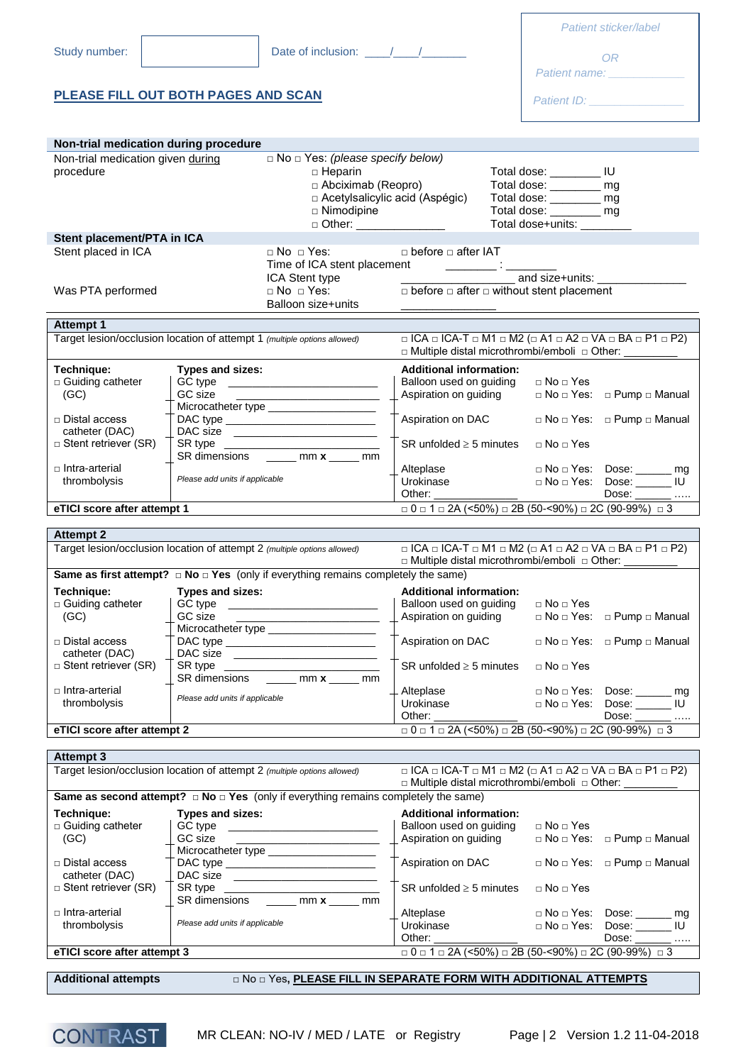Study number: 

Date of inclusion: ___/___/_______

*Patient sticker/label*

*OR*

*Patient name: ____________*

*Patient ID: ______________*

**PLEASE FILL OUT BOTH PAGES AND SCAN**

| **Non-trial medication during procedure** | | |
|---|---|---|
| Non-trial medication given during procedure | □ No □ Yes: *(please specify below)* | |
| | □ Heparin | Total dose: ________ IU |
| | □ Abciximab (Reopro) | Total dose: ________ mg |
| | □ Acetylsalicylic acid (Aspégic) | Total dose: ________ mg |
| | □ Nimodipine | Total dose: ________ mg |
| | □ Other: ______________ | Total dose+units: ________ |

| **Stent placement/PTA in ICA** | | |
|---|---|---|
| Stent placed in ICA | □ No □ Yes: | □ before □ after IAT |
| | Time of ICA stent placement | ________ : ________ |
| | ICA Stent type | ________________ and size+units: ______________ |
| Was PTA performed | □ No □ Yes: | □ before □ after □ without stent placement |
| | Balloon size+units | ________________ |

| **Attempt 1** | | | | |
|---|---|---|---|---|
| Target lesion/occlusion location of attempt 1 *(multiple options allowed)* | | □ ICA □ ICA-T □ M1 □ M2 (□ A1 □ A2 □ VA □ BA □ P1 □ P2) □ Multiple distal microthrombi/emboli □ Other: _________ | | |
| **Technique:** | **Types and sizes:** | **Additional information:** | | |
| □ Guiding catheter (GC) | GC type ______________ | Balloon used on guiding | □ No □ Yes | |
| | GC size ______________ | Aspiration on guiding | □ No □ Yes: | □ Pump □ Manual |
| | Microcatheter type ______________ | | | |
| □ Distal access catheter (DAC) | DAC type ______________ | Aspiration on DAC | □ No □ Yes: | □ Pump □ Manual |
| | DAC size ______________ | | | |
| □ Stent retriever (SR) | SR type ______________ | SR unfolded ≥ 5 minutes | □ No □ Yes | |
| | SR dimensions _____ mm **x** _____ mm | | | |
| □ Intra-arterial thrombolysis | *Please add units if applicable* | Alteplase | □ No □ Yes: | Dose: ______ mg |
| | | Urokinase | □ No □ Yes: | Dose: ______ IU |
| | | Other: ____________ | | Dose: ______ ..... |
| **eTICI score after attempt 1** | | □ 0 □ 1 □ 2A (<50%) □ 2B (50-<90%) □ 2C (90-99%) □ 3 | | |

| **Attempt 2** | | | | |
|---|---|---|---|---|
| Target lesion/occlusion location of attempt 2 *(multiple options allowed)* | | □ ICA □ ICA-T □ M1 □ M2 (□ A1 □ A2 □ VA □ BA □ P1 □ P2) □ Multiple distal microthrombi/emboli □ Other: _________ | | |
| **Same as first attempt? □ No □ Yes** (only if everything remains completely the same) | | | | |
| **Technique:** | **Types and sizes:** | **Additional information:** | | |
| □ Guiding catheter (GC) | GC type ______________ | Balloon used on guiding | □ No □ Yes | |
| | GC size ______________ | Aspiration on guiding | □ No □ Yes: | □ Pump □ Manual |
| | Microcatheter type ______________ | | | |
| □ Distal access catheter (DAC) | DAC type ______________ | Aspiration on DAC | □ No □ Yes: | □ Pump □ Manual |
| | DAC size ______________ | | | |
| □ Stent retriever (SR) | SR type ______________ | SR unfolded ≥ 5 minutes | □ No □ Yes | |
| | SR dimensions _____ mm **x** _____ mm | | | |
| □ Intra-arterial thrombolysis | *Please add units if applicable* | Alteplase | □ No □ Yes: | Dose: ______ mg |
| | | Urokinase | □ No □ Yes: | Dose: ______ IU |
| | | Other: ____________ | | Dose: ______ ..... |
| **eTICI score after attempt 2** | | □ 0 □ 1 □ 2A (<50%) □ 2B (50-<90%) □ 2C (90-99%) □ 3 | | |

| **Attempt 3** | | | | |
|---|---|---|---|---|
| Target lesion/occlusion location of attempt 2 *(multiple options allowed)* | | □ ICA □ ICA-T □ M1 □ M2 (□ A1 □ A2 □ VA □ BA □ P1 □ P2) □ Multiple distal microthrombi/emboli □ Other: _________ | | |
| **Same as second attempt? □ No □ Yes** (only if everything remains completely the same) | | | | |
| **Technique:** | **Types and sizes:** | **Additional information:** | | |
| □ Guiding catheter (GC) | GC type ______________ | Balloon used on guiding | □ No □ Yes | |
| | GC size ______________ | Aspiration on guiding | □ No □ Yes: | □ Pump □ Manual |
| | Microcatheter type ______________ | | | |
| □ Distal access catheter (DAC) | DAC type ______________ | Aspiration on DAC | □ No □ Yes: | □ Pump □ Manual |
| | DAC size ______________ | | | |
| □ Stent retriever (SR) | SR type ______________ | SR unfolded ≥ 5 minutes | □ No □ Yes | |
| | SR dimensions _____ mm **x** _____ mm | | | |
| □ Intra-arterial thrombolysis | *Please add units if applicable* | Alteplase | □ No □ Yes: | Dose: ______ mg |
| | | Urokinase | □ No □ Yes: | Dose: ______ IU |
| | | Other: ____________ | | Dose: ______ ..... |
| **eTICI score after attempt 3** | | □ 0 □ 1 □ 2A (<50%) □ 2B (50-<90%) □ 2C (90-99%) □ 3 | | |

| **Additional attempts** | □ No □ Yes, **PLEASE FILL IN SEPARATE FORM WITH ADDITIONAL ATTEMPTS** |
|---|---|

CONTRAST MR CLEAN: NO-IV / MED / LATE or Registry Version 1.2 11-04-2018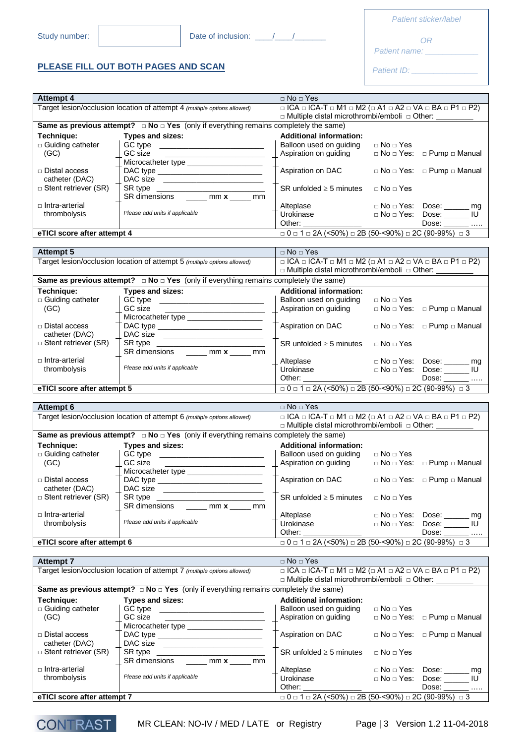Study number: | | Date of inclusion: ____/____/_______

*Patient sticker/label*

*OR*

*Patient name: ____________*

*Patient ID: ______________*

**PLEASE FILL OUT BOTH PAGES AND SCAN**

| **Attempt 4** | | □ No □ Yes | |
|---|---|---|---|
| Target lesion/occlusion location of attempt 4 *(multiple options allowed)* | | □ ICA □ ICA-T □ M1 □ M2 (□ A1 □ A2 □ VA □ BA □ P1 □ P2) □ Multiple distal microthrombi/emboli □ Other: ________ | |
| **Same as previous attempt?** □ **No** □ **Yes** (only if everything remains completely the same) | | | |
| **Technique:** | **Types and sizes:** | **Additional information:** | |
| □ Guiding catheter (GC) | GC type ____________________ GC size ____________________ | Balloon used on guiding | □ No □ Yes |
| | Microcatheter type ____________________ | Aspiration on guiding | □ No □ Yes: □ Pump □ Manual |
| □ Distal access catheter (DAC) | DAC type ____________________ DAC size ____________________ | Aspiration on DAC | □ No □ Yes: □ Pump □ Manual |
| □ Stent retriever (SR) | SR type ____________________ SR dimensions _____ mm **x** _____ mm | SR unfolded ≥ 5 minutes | □ No □ Yes |
| □ Intra-arterial thrombolysis | *Please add units if applicable* | Alteplase | □ No □ Yes: Dose: ______ mg |
| | | Urokinase | □ No □ Yes: Dose: ______ IU |
| | | Other: ____________ | Dose: ______ ..... |
| **eTICI score after attempt 4** | | □ 0 □ 1 □ 2A (<50%) □ 2B (50-<90%) □ 2C (90-99%) □ 3 | |

| **Attempt 5** | | □ No □ Yes | |
|---|---|---|---|
| Target lesion/occlusion location of attempt 5 *(multiple options allowed)* | | □ ICA □ ICA-T □ M1 □ M2 (□ A1 □ A2 □ VA □ BA □ P1 □ P2) □ Multiple distal microthrombi/emboli □ Other: ________ | |
| **Same as previous attempt?** □ **No** □ **Yes** (only if everything remains completely the same) | | | |
| **Technique:** | **Types and sizes:** | **Additional information:** | |
| □ Guiding catheter (GC) | GC type ____________________ GC size ____________________ | Balloon used on guiding | □ No □ Yes |
| | Microcatheter type ____________________ | Aspiration on guiding | □ No □ Yes: □ Pump □ Manual |
| □ Distal access catheter (DAC) | DAC type ____________________ DAC size ____________________ | Aspiration on DAC | □ No □ Yes: □ Pump □ Manual |
| □ Stent retriever (SR) | SR type ____________________ SR dimensions _____ mm **x** _____ mm | SR unfolded ≥ 5 minutes | □ No □ Yes |
| □ Intra-arterial thrombolysis | *Please add units if applicable* | Alteplase | □ No □ Yes: Dose: ______ mg |
| | | Urokinase | □ No □ Yes: Dose: ______ IU |
| | | Other: ____________ | Dose: ______ ..... |
| **eTICI score after attempt 5** | | □ 0 □ 1 □ 2A (<50%) □ 2B (50-<90%) □ 2C (90-99%) □ 3 | |

| **Attempt 6** | | □ No □ Yes | |
|---|---|---|---|
| Target lesion/occlusion location of attempt 6 *(multiple options allowed)* | | □ ICA □ ICA-T □ M1 □ M2 (□ A1 □ A2 □ VA □ BA □ P1 □ P2) □ Multiple distal microthrombi/emboli □ Other: ________ | |
| **Same as previous attempt?** □ **No** □ **Yes** (only if everything remains completely the same) | | | |
| **Technique:** | **Types and sizes:** | **Additional information:** | |
| □ Guiding catheter (GC) | GC type ____________________ GC size ____________________ | Balloon used on guiding | □ No □ Yes |
| | Microcatheter type ____________________ | Aspiration on guiding | □ No □ Yes: □ Pump □ Manual |
| □ Distal access catheter (DAC) | DAC type ____________________ DAC size ____________________ | Aspiration on DAC | □ No □ Yes: □ Pump □ Manual |
| □ Stent retriever (SR) | SR type ____________________ SR dimensions _____ mm **x** _____ mm | SR unfolded ≥ 5 minutes | □ No □ Yes |
| □ Intra-arterial thrombolysis | *Please add units if applicable* | Alteplase | □ No □ Yes: Dose: ______ mg |
| | | Urokinase | □ No □ Yes: Dose: ______ IU |
| | | Other: ____________ | Dose: ______ ..... |
| **eTICI score after attempt 6** | | □ 0 □ 1 □ 2A (<50%) □ 2B (50-<90%) □ 2C (90-99%) □ 3 | |

| **Attempt 7** | | □ No □ Yes | |
|---|---|---|---|
| Target lesion/occlusion location of attempt 7 *(multiple options allowed)* | | □ ICA □ ICA-T □ M1 □ M2 (□ A1 □ A2 □ VA □ BA □ P1 □ P2) □ Multiple distal microthrombi/emboli □ Other: ________ | |
| **Same as previous attempt?** □ **No** □ **Yes** (only if everything remains completely the same) | | | |
| **Technique:** | **Types and sizes:** | **Additional information:** | |
| □ Guiding catheter (GC) | GC type ____________________ GC size ____________________ | Balloon used on guiding | □ No □ Yes |
| | Microcatheter type ____________________ | Aspiration on guiding | □ No □ Yes: □ Pump □ Manual |
| □ Distal access catheter (DAC) | DAC type ____________________ DAC size ____________________ | Aspiration on DAC | □ No □ Yes: □ Pump □ Manual |
| □ Stent retriever (SR) | SR type ____________________ SR dimensions _____ mm **x** _____ mm | SR unfolded ≥ 5 minutes | □ No □ Yes |
| □ Intra-arterial thrombolysis | *Please add units if applicable* | Alteplase | □ No □ Yes: Dose: ______ mg |
| | | Urokinase | □ No □ Yes: Dose: ______ IU |
| | | Other: ____________ | Dose: ______ ..... |
| **eTICI score after attempt 7** | | □ 0 □ 1 □ 2A (<50%) □ 2B (50-<90%) □ 2C (90-99%) □ 3 | |

CONTRAST MR CLEAN: NO-IV / MED / LATE or Registry Version 1.2 11-04-2018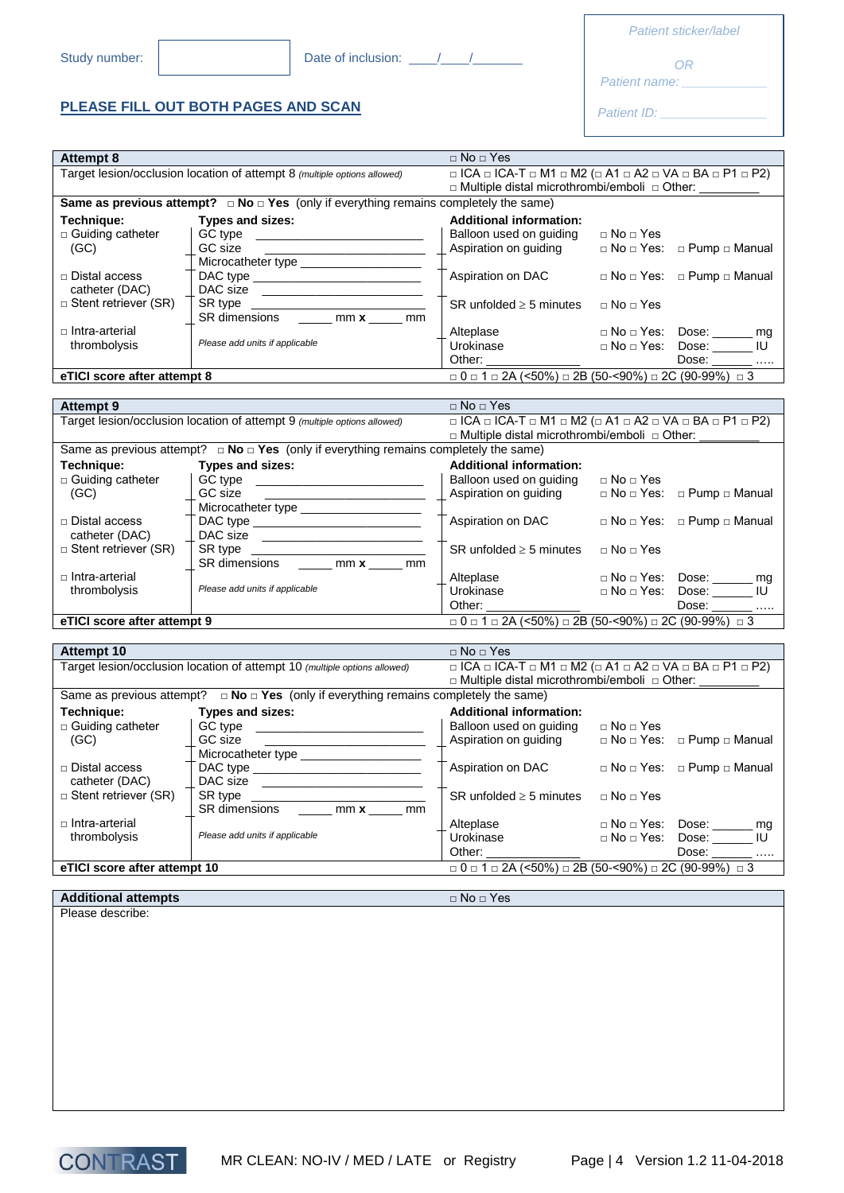Study number: [ ] Date of inclusion: \_\_\_\_/\_\_\_\_/\_\_\_\_\_\_\_

*Patient sticker/label*

*OR*

*Patient name: \_\_\_\_\_\_\_\_\_\_\_\_\_*

*Patient ID: \_\_\_\_\_\_\_\_\_\_\_\_\_\_\_*

**PLEASE FILL OUT BOTH PAGES AND SCAN**

| **Attempt 8** | | □ No □ Yes | |
|---|---|---|---|
| Target lesion/occlusion location of attempt 8 *(multiple options allowed)* | | □ ICA □ ICA-T □ M1 □ M2 (□ A1 □ A2 □ VA □ BA □ P1 □ P2) □ Multiple distal microthrombi/emboli □ Other: \_\_\_\_\_\_\_\_\_ | |
| **Same as previous attempt?** □ **No** □ **Yes** (only if everything remains completely the same) | | | |
| **Technique:** | **Types and sizes:** | **Additional information:** | |
| □ Guiding catheter (GC) | GC type \_\_\_\_\_\_\_\_\_\_\_\_\_\_\_\_\_\_\_\_<br>GC size \_\_\_\_\_\_\_\_\_\_\_\_\_\_\_\_\_\_\_\_<br>Microcatheter type \_\_\_\_\_\_\_\_\_\_\_\_\_\_\_ | Balloon used on guiding<br>Aspiration on guiding | □ No □ Yes<br>□ No □ Yes: □ Pump □ Manual |
| □ Distal access catheter (DAC) | DAC type \_\_\_\_\_\_\_\_\_\_\_\_\_\_\_\_\_\_\_\_<br>DAC size \_\_\_\_\_\_\_\_\_\_\_\_\_\_\_\_\_\_\_\_ | Aspiration on DAC | □ No □ Yes: □ Pump □ Manual |
| □ Stent retriever (SR) | SR type \_\_\_\_\_\_\_\_\_\_\_\_\_\_\_\_\_\_\_\_<br>SR dimensions \_\_\_\_\_ mm **x** \_\_\_\_\_ mm | SR unfolded ≥ 5 minutes | □ No □ Yes |
| □ Intra-arterial thrombolysis | *Please add units if applicable* | Alteplase<br>Urokinase<br>Other: \_\_\_\_\_\_\_\_\_\_\_\_\_ | □ No □ Yes: Dose: \_\_\_\_\_\_ mg<br>□ No □ Yes: Dose: \_\_\_\_\_\_ IU<br>Dose: \_\_\_\_\_\_ ….. |
| **eTICI score after attempt 8** | | □ 0 □ 1 □ 2A (<50%) □ 2B (50-<90%) □ 2C (90-99%) □ 3 | |

| **Attempt 9** | | □ No □ Yes | |
|---|---|---|---|
| Target lesion/occlusion location of attempt 9 *(multiple options allowed)* | | □ ICA □ ICA-T □ M1 □ M2 (□ A1 □ A2 □ VA □ BA □ P1 □ P2) □ Multiple distal microthrombi/emboli □ Other: \_\_\_\_\_\_\_\_\_ | |
| Same as previous attempt? □ **No** □ **Yes** (only if everything remains completely the same) | | | |
| **Technique:** | **Types and sizes:** | **Additional information:** | |
| □ Guiding catheter (GC) | GC type \_\_\_\_\_\_\_\_\_\_\_\_\_\_\_\_\_\_\_\_<br>GC size \_\_\_\_\_\_\_\_\_\_\_\_\_\_\_\_\_\_\_\_<br>Microcatheter type \_\_\_\_\_\_\_\_\_\_\_\_\_\_\_ | Balloon used on guiding<br>Aspiration on guiding | □ No □ Yes<br>□ No □ Yes: □ Pump □ Manual |
| □ Distal access catheter (DAC) | DAC type \_\_\_\_\_\_\_\_\_\_\_\_\_\_\_\_\_\_\_\_<br>DAC size \_\_\_\_\_\_\_\_\_\_\_\_\_\_\_\_\_\_\_\_ | Aspiration on DAC | □ No □ Yes: □ Pump □ Manual |
| □ Stent retriever (SR) | SR type \_\_\_\_\_\_\_\_\_\_\_\_\_\_\_\_\_\_\_\_<br>SR dimensions \_\_\_\_\_ mm **x** \_\_\_\_\_ mm | SR unfolded ≥ 5 minutes | □ No □ Yes |
| □ Intra-arterial thrombolysis | *Please add units if applicable* | Alteplase<br>Urokinase<br>Other: \_\_\_\_\_\_\_\_\_\_\_\_\_ | □ No □ Yes: Dose: \_\_\_\_\_\_ mg<br>□ No □ Yes: Dose: \_\_\_\_\_\_ IU<br>Dose: \_\_\_\_\_\_ ….. |
| **eTICI score after attempt 9** | | □ 0 □ 1 □ 2A (<50%) □ 2B (50-<90%) □ 2C (90-99%) □ 3 | |

| **Attempt 10** | | □ No □ Yes | |
|---|---|---|---|
| Target lesion/occlusion location of attempt 10 *(multiple options allowed)* | | □ ICA □ ICA-T □ M1 □ M2 (□ A1 □ A2 □ VA □ BA □ P1 □ P2) □ Multiple distal microthrombi/emboli □ Other: \_\_\_\_\_\_\_\_\_ | |
| Same as previous attempt? □ **No** □ **Yes** (only if everything remains completely the same) | | | |
| **Technique:** | **Types and sizes:** | **Additional information:** | |
| □ Guiding catheter (GC) | GC type \_\_\_\_\_\_\_\_\_\_\_\_\_\_\_\_\_\_\_\_<br>GC size \_\_\_\_\_\_\_\_\_\_\_\_\_\_\_\_\_\_\_\_<br>Microcatheter type \_\_\_\_\_\_\_\_\_\_\_\_\_\_\_ | Balloon used on guiding<br>Aspiration on guiding | □ No □ Yes<br>□ No □ Yes: □ Pump □ Manual |
| □ Distal access catheter (DAC) | DAC type \_\_\_\_\_\_\_\_\_\_\_\_\_\_\_\_\_\_\_\_<br>DAC size \_\_\_\_\_\_\_\_\_\_\_\_\_\_\_\_\_\_\_\_ | Aspiration on DAC | □ No □ Yes: □ Pump □ Manual |
| □ Stent retriever (SR) | SR type \_\_\_\_\_\_\_\_\_\_\_\_\_\_\_\_\_\_\_\_<br>SR dimensions \_\_\_\_\_ mm **x** \_\_\_\_\_ mm | SR unfolded ≥ 5 minutes | □ No □ Yes |
| □ Intra-arterial thrombolysis | *Please add units if applicable* | Alteplase<br>Urokinase<br>Other: \_\_\_\_\_\_\_\_\_\_\_\_\_ | □ No □ Yes: Dose: \_\_\_\_\_\_ mg<br>□ No □ Yes: Dose: \_\_\_\_\_\_ IU<br>Dose: \_\_\_\_\_\_ ….. |
| **eTICI score after attempt 10** | | □ 0 □ 1 □ 2A (<50%) □ 2B (50-<90%) □ 2C (90-99%) □ 3 | |

| **Additional attempts** | □ No □ Yes |
|---|---|
| Please describe: | |